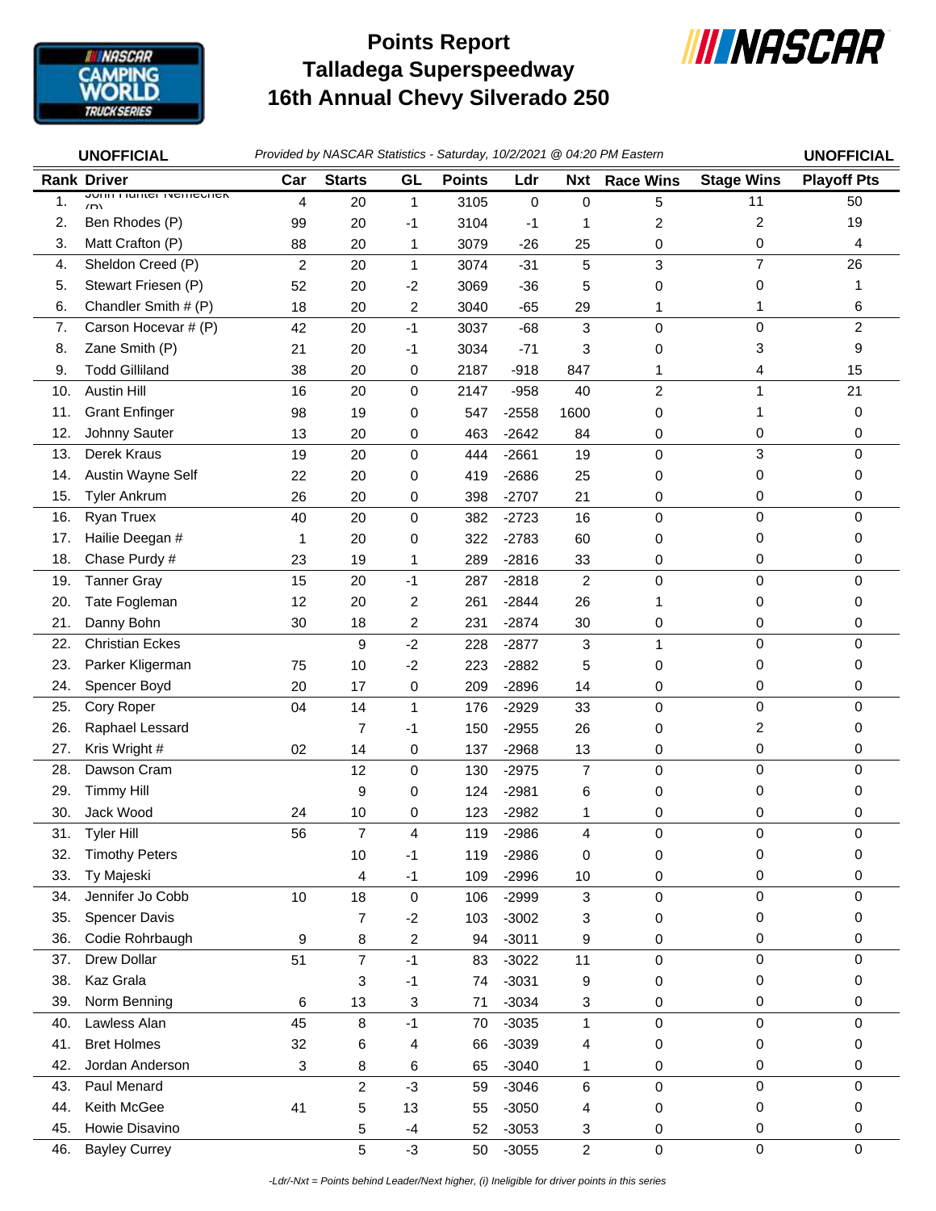# Points Report
# Talladega Superspeedway
# 16th Annual Chevy Silverado 250

**UNOFFICIAL** *Provided by NASCAR Statistics - Saturday, 10/2/2021 @ 04:20 PM Eastern* **UNOFFICIAL**

| Rank | Driver | Car | Starts | GL | Points | Ldr | Nxt | Race Wins | Stage Wins | Playoff Pts |
|---|---|---|---|---|---|---|---|---|---|---|
| 1. | John Hunter Nemechek (P) | 4 | 20 | 1 | 3105 | 0 | 0 | 5 | 11 | 50 |
| 2. | Ben Rhodes (P) | 99 | 20 | -1 | 3104 | -1 | 1 | 2 | 2 | 19 |
| 3. | Matt Crafton (P) | 88 | 20 | 1 | 3079 | -26 | 25 | 0 | 0 | 4 |
| 4. | Sheldon Creed (P) | 2 | 20 | 1 | 3074 | -31 | 5 | 3 | 7 | 26 |
| 5. | Stewart Friesen (P) | 52 | 20 | -2 | 3069 | -36 | 5 | 0 | 0 | 1 |
| 6. | Chandler Smith # (P) | 18 | 20 | 2 | 3040 | -65 | 29 | 1 | 1 | 6 |
| 7. | Carson Hocevar # (P) | 42 | 20 | -1 | 3037 | -68 | 3 | 0 | 0 | 2 |
| 8. | Zane Smith (P) | 21 | 20 | -1 | 3034 | -71 | 3 | 0 | 3 | 9 |
| 9. | Todd Gilliland | 38 | 20 | 0 | 2187 | -918 | 847 | 1 | 4 | 15 |
| 10. | Austin Hill | 16 | 20 | 0 | 2147 | -958 | 40 | 2 | 1 | 21 |
| 11. | Grant Enfinger | 98 | 19 | 0 | 547 | -2558 | 1600 | 0 | 1 | 0 |
| 12. | Johnny Sauter | 13 | 20 | 0 | 463 | -2642 | 84 | 0 | 0 | 0 |
| 13. | Derek Kraus | 19 | 20 | 0 | 444 | -2661 | 19 | 0 | 3 | 0 |
| 14. | Austin Wayne Self | 22 | 20 | 0 | 419 | -2686 | 25 | 0 | 0 | 0 |
| 15. | Tyler Ankrum | 26 | 20 | 0 | 398 | -2707 | 21 | 0 | 0 | 0 |
| 16. | Ryan Truex | 40 | 20 | 0 | 382 | -2723 | 16 | 0 | 0 | 0 |
| 17. | Hailie Deegan # | 1 | 20 | 0 | 322 | -2783 | 60 | 0 | 0 | 0 |
| 18. | Chase Purdy # | 23 | 19 | 1 | 289 | -2816 | 33 | 0 | 0 | 0 |
| 19. | Tanner Gray | 15 | 20 | -1 | 287 | -2818 | 2 | 0 | 0 | 0 |
| 20. | Tate Fogleman | 12 | 20 | 2 | 261 | -2844 | 26 | 1 | 0 | 0 |
| 21. | Danny Bohn | 30 | 18 | 2 | 231 | -2874 | 30 | 0 | 0 | 0 |
| 22. | Christian Eckes | | 9 | -2 | 228 | -2877 | 3 | 1 | 0 | 0 |
| 23. | Parker Kligerman | 75 | 10 | -2 | 223 | -2882 | 5 | 0 | 0 | 0 |
| 24. | Spencer Boyd | 20 | 17 | 0 | 209 | -2896 | 14 | 0 | 0 | 0 |
| 25. | Cory Roper | 04 | 14 | 1 | 176 | -2929 | 33 | 0 | 0 | 0 |
| 26. | Raphael Lessard | | 7 | -1 | 150 | -2955 | 26 | 0 | 2 | 0 |
| 27. | Kris Wright # | 02 | 14 | 0 | 137 | -2968 | 13 | 0 | 0 | 0 |
| 28. | Dawson Cram | | 12 | 0 | 130 | -2975 | 7 | 0 | 0 | 0 |
| 29. | Timmy Hill | | 9 | 0 | 124 | -2981 | 6 | 0 | 0 | 0 |
| 30. | Jack Wood | 24 | 10 | 0 | 123 | -2982 | 1 | 0 | 0 | 0 |
| 31. | Tyler Hill | 56 | 7 | 4 | 119 | -2986 | 4 | 0 | 0 | 0 |
| 32. | Timothy Peters | | 10 | -1 | 119 | -2986 | 0 | 0 | 0 | 0 |
| 33. | Ty Majeski | | 4 | -1 | 109 | -2996 | 10 | 0 | 0 | 0 |
| 34. | Jennifer Jo Cobb | 10 | 18 | 0 | 106 | -2999 | 3 | 0 | 0 | 0 |
| 35. | Spencer Davis | | 7 | -2 | 103 | -3002 | 3 | 0 | 0 | 0 |
| 36. | Codie Rohrbaugh | 9 | 8 | 2 | 94 | -3011 | 9 | 0 | 0 | 0 |
| 37. | Drew Dollar | 51 | 7 | -1 | 83 | -3022 | 11 | 0 | 0 | 0 |
| 38. | Kaz Grala | | 3 | -1 | 74 | -3031 | 9 | 0 | 0 | 0 |
| 39. | Norm Benning | 6 | 13 | 3 | 71 | -3034 | 3 | 0 | 0 | 0 |
| 40. | Lawless Alan | 45 | 8 | -1 | 70 | -3035 | 1 | 0 | 0 | 0 |
| 41. | Bret Holmes | 32 | 6 | 4 | 66 | -3039 | 4 | 0 | 0 | 0 |
| 42. | Jordan Anderson | 3 | 8 | 6 | 65 | -3040 | 1 | 0 | 0 | 0 |
| 43. | Paul Menard | | 2 | -3 | 59 | -3046 | 6 | 0 | 0 | 0 |
| 44. | Keith McGee | 41 | 5 | 13 | 55 | -3050 | 4 | 0 | 0 | 0 |
| 45. | Howie Disavino | | 5 | -4 | 52 | -3053 | 3 | 0 | 0 | 0 |
| 46. | Bayley Currey | | 5 | -3 | 50 | -3055 | 2 | 0 | 0 | 0 |

*-Ldr/-Nxt = Points behind Leader/Next higher, (i) Ineligible for driver points in this series*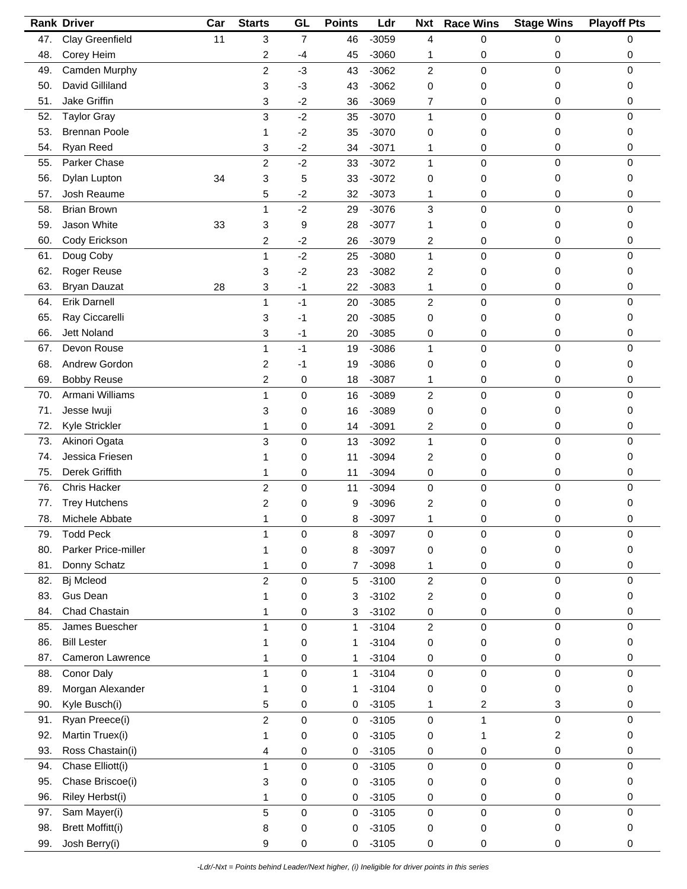| Rank | Driver | Car | Starts | GL | Points | Ldr | Nxt | Race Wins | Stage Wins | Playoff Pts |
|---|---|---|---|---|---|---|---|---|---|---|
| 47. | Clay Greenfield | 11 | 3 | 7 | 46 | -3059 | 4 | 0 | 0 | 0 |
| 48. | Corey Heim | | 2 | -4 | 45 | -3060 | 1 | 0 | 0 | 0 |
| 49. | Camden Murphy | | 2 | -3 | 43 | -3062 | 2 | 0 | 0 | 0 |
| 50. | David Gilliland | | 3 | -3 | 43 | -3062 | 0 | 0 | 0 | 0 |
| 51. | Jake Griffin | | 3 | -2 | 36 | -3069 | 7 | 0 | 0 | 0 |
| 52. | Taylor Gray | | 3 | -2 | 35 | -3070 | 1 | 0 | 0 | 0 |
| 53. | Brennan Poole | | 1 | -2 | 35 | -3070 | 0 | 0 | 0 | 0 |
| 54. | Ryan Reed | | 3 | -2 | 34 | -3071 | 1 | 0 | 0 | 0 |
| 55. | Parker Chase | | 2 | -2 | 33 | -3072 | 1 | 0 | 0 | 0 |
| 56. | Dylan Lupton | 34 | 3 | 5 | 33 | -3072 | 0 | 0 | 0 | 0 |
| 57. | Josh Reaume | | 5 | -2 | 32 | -3073 | 1 | 0 | 0 | 0 |
| 58. | Brian Brown | | 1 | -2 | 29 | -3076 | 3 | 0 | 0 | 0 |
| 59. | Jason White | 33 | 3 | 9 | 28 | -3077 | 1 | 0 | 0 | 0 |
| 60. | Cody Erickson | | 2 | -2 | 26 | -3079 | 2 | 0 | 0 | 0 |
| 61. | Doug Coby | | 1 | -2 | 25 | -3080 | 1 | 0 | 0 | 0 |
| 62. | Roger Reuse | | 3 | -2 | 23 | -3082 | 2 | 0 | 0 | 0 |
| 63. | Bryan Dauzat | 28 | 3 | -1 | 22 | -3083 | 1 | 0 | 0 | 0 |
| 64. | Erik Darnell | | 1 | -1 | 20 | -3085 | 2 | 0 | 0 | 0 |
| 65. | Ray Ciccarelli | | 3 | -1 | 20 | -3085 | 0 | 0 | 0 | 0 |
| 66. | Jett Noland | | 3 | -1 | 20 | -3085 | 0 | 0 | 0 | 0 |
| 67. | Devon Rouse | | 1 | -1 | 19 | -3086 | 1 | 0 | 0 | 0 |
| 68. | Andrew Gordon | | 2 | -1 | 19 | -3086 | 0 | 0 | 0 | 0 |
| 69. | Bobby Reuse | | 2 | 0 | 18 | -3087 | 1 | 0 | 0 | 0 |
| 70. | Armani Williams | | 1 | 0 | 16 | -3089 | 2 | 0 | 0 | 0 |
| 71. | Jesse Iwuji | | 3 | 0 | 16 | -3089 | 0 | 0 | 0 | 0 |
| 72. | Kyle Strickler | | 1 | 0 | 14 | -3091 | 2 | 0 | 0 | 0 |
| 73. | Akinori Ogata | | 3 | 0 | 13 | -3092 | 1 | 0 | 0 | 0 |
| 74. | Jessica Friesen | | 1 | 0 | 11 | -3094 | 2 | 0 | 0 | 0 |
| 75. | Derek Griffith | | 1 | 0 | 11 | -3094 | 0 | 0 | 0 | 0 |
| 76. | Chris Hacker | | 2 | 0 | 11 | -3094 | 0 | 0 | 0 | 0 |
| 77. | Trey Hutchens | | 2 | 0 | 9 | -3096 | 2 | 0 | 0 | 0 |
| 78. | Michele Abbate | | 1 | 0 | 8 | -3097 | 1 | 0 | 0 | 0 |
| 79. | Todd Peck | | 1 | 0 | 8 | -3097 | 0 | 0 | 0 | 0 |
| 80. | Parker Price-miller | | 1 | 0 | 8 | -3097 | 0 | 0 | 0 | 0 |
| 81. | Donny Schatz | | 1 | 0 | 7 | -3098 | 1 | 0 | 0 | 0 |
| 82. | Bj Mcleod | | 2 | 0 | 5 | -3100 | 2 | 0 | 0 | 0 |
| 83. | Gus Dean | | 1 | 0 | 3 | -3102 | 2 | 0 | 0 | 0 |
| 84. | Chad Chastain | | 1 | 0 | 3 | -3102 | 0 | 0 | 0 | 0 |
| 85. | James Buescher | | 1 | 0 | 1 | -3104 | 2 | 0 | 0 | 0 |
| 86. | Bill Lester | | 1 | 0 | 1 | -3104 | 0 | 0 | 0 | 0 |
| 87. | Cameron Lawrence | | 1 | 0 | 1 | -3104 | 0 | 0 | 0 | 0 |
| 88. | Conor Daly | | 1 | 0 | 1 | -3104 | 0 | 0 | 0 | 0 |
| 89. | Morgan Alexander | | 1 | 0 | 1 | -3104 | 0 | 0 | 0 | 0 |
| 90. | Kyle Busch(i) | | 5 | 0 | 0 | -3105 | 1 | 2 | 3 | 0 |
| 91. | Ryan Preece(i) | | 2 | 0 | 0 | -3105 | 0 | 1 | 0 | 0 |
| 92. | Martin Truex(i) | | 1 | 0 | 0 | -3105 | 0 | 1 | 2 | 0 |
| 93. | Ross Chastain(i) | | 4 | 0 | 0 | -3105 | 0 | 0 | 0 | 0 |
| 94. | Chase Elliott(i) | | 1 | 0 | 0 | -3105 | 0 | 0 | 0 | 0 |
| 95. | Chase Briscoe(i) | | 3 | 0 | 0 | -3105 | 0 | 0 | 0 | 0 |
| 96. | Riley Herbst(i) | | 1 | 0 | 0 | -3105 | 0 | 0 | 0 | 0 |
| 97. | Sam Mayer(i) | | 5 | 0 | 0 | -3105 | 0 | 0 | 0 | 0 |
| 98. | Brett Moffitt(i) | | 8 | 0 | 0 | -3105 | 0 | 0 | 0 | 0 |
| 99. | Josh Berry(i) | | 9 | 0 | 0 | -3105 | 0 | 0 | 0 | 0 |

*-Ldr/-Nxt = Points behind Leader/Next higher, (i) Ineligible for driver points in this series*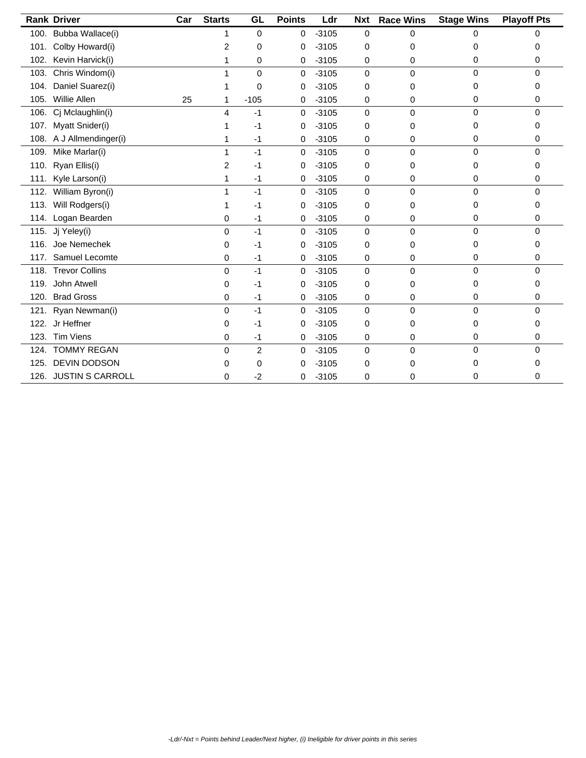| Rank | Driver | Car | Starts | GL | Points | Ldr | Nxt | Race Wins | Stage Wins | Playoff Pts |
|---|---|---|---|---|---|---|---|---|---|---|
| 100. | Bubba Wallace(i) | | 1 | 0 | 0 | -3105 | 0 | 0 | 0 | 0 |
| 101. | Colby Howard(i) | | 2 | 0 | 0 | -3105 | 0 | 0 | 0 | 0 |
| 102. | Kevin Harvick(i) | | 1 | 0 | 0 | -3105 | 0 | 0 | 0 | 0 |
| 103. | Chris Windom(i) | | 1 | 0 | 0 | -3105 | 0 | 0 | 0 | 0 |
| 104. | Daniel Suarez(i) | | 1 | 0 | 0 | -3105 | 0 | 0 | 0 | 0 |
| 105. | Willie Allen | 25 | 1 | -105 | 0 | -3105 | 0 | 0 | 0 | 0 |
| 106. | Cj Mclaughlin(i) | | 4 | -1 | 0 | -3105 | 0 | 0 | 0 | 0 |
| 107. | Myatt Snider(i) | | 1 | -1 | 0 | -3105 | 0 | 0 | 0 | 0 |
| 108. | A J Allmendinger(i) | | 1 | -1 | 0 | -3105 | 0 | 0 | 0 | 0 |
| 109. | Mike Marlar(i) | | 1 | -1 | 0 | -3105 | 0 | 0 | 0 | 0 |
| 110. | Ryan Ellis(i) | | 2 | -1 | 0 | -3105 | 0 | 0 | 0 | 0 |
| 111. | Kyle Larson(i) | | 1 | -1 | 0 | -3105 | 0 | 0 | 0 | 0 |
| 112. | William Byron(i) | | 1 | -1 | 0 | -3105 | 0 | 0 | 0 | 0 |
| 113. | Will Rodgers(i) | | 1 | -1 | 0 | -3105 | 0 | 0 | 0 | 0 |
| 114. | Logan Bearden | | 0 | -1 | 0 | -3105 | 0 | 0 | 0 | 0 |
| 115. | Jj Yeley(i) | | 0 | -1 | 0 | -3105 | 0 | 0 | 0 | 0 |
| 116. | Joe Nemechek | | 0 | -1 | 0 | -3105 | 0 | 0 | 0 | 0 |
| 117. | Samuel Lecomte | | 0 | -1 | 0 | -3105 | 0 | 0 | 0 | 0 |
| 118. | Trevor Collins | | 0 | -1 | 0 | -3105 | 0 | 0 | 0 | 0 |
| 119. | John Atwell | | 0 | -1 | 0 | -3105 | 0 | 0 | 0 | 0 |
| 120. | Brad Gross | | 0 | -1 | 0 | -3105 | 0 | 0 | 0 | 0 |
| 121. | Ryan Newman(i) | | 0 | -1 | 0 | -3105 | 0 | 0 | 0 | 0 |
| 122. | Jr Heffner | | 0 | -1 | 0 | -3105 | 0 | 0 | 0 | 0 |
| 123. | Tim Viens | | 0 | -1 | 0 | -3105 | 0 | 0 | 0 | 0 |
| 124. | TOMMY REGAN | | 0 | 2 | 0 | -3105 | 0 | 0 | 0 | 0 |
| 125. | DEVIN DODSON | | 0 | 0 | 0 | -3105 | 0 | 0 | 0 | 0 |
| 126. | JUSTIN S CARROLL | | 0 | -2 | 0 | -3105 | 0 | 0 | 0 | 0 |

*-Ldr/-Nxt = Points behind Leader/Next higher, (i) Ineligible for driver points in this series*